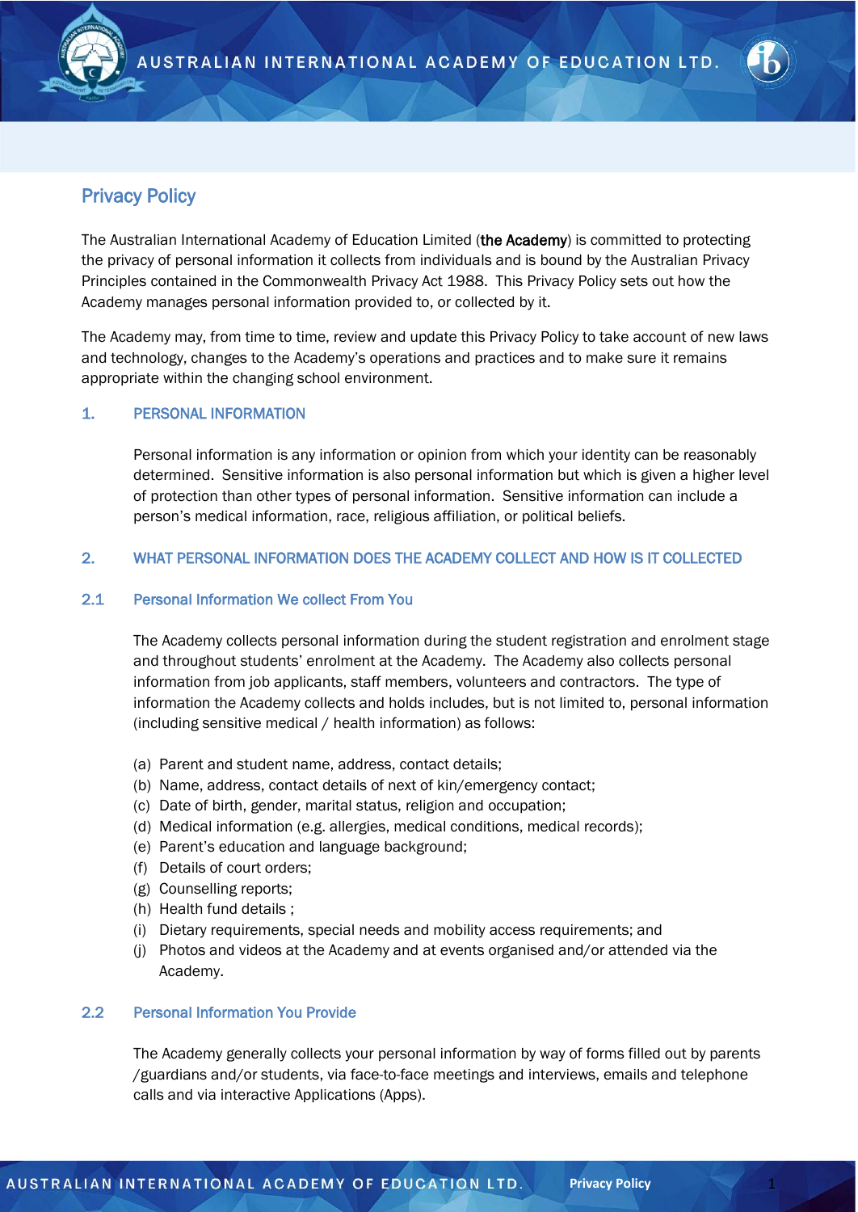# Privacy Policy

The Australian International Academy of Education Limited (**the Academy**) is committed to protecting the privacy of personal information it collects from individuals and is bound by the Australian Privacy Principles contained in the Commonwealth Privacy Act 1988. This Privacy Policy sets out how the Academy manages personal information provided to, or collected by it.

The Academy may, from time to time, review and update this Privacy Policy to take account of new laws and technology, changes to the Academy's operations and practices and to make sure it remains appropriate within the changing school environment.

## 1. PERSONAL INFORMATION

Personal information is any information or opinion from which your identity can be reasonably determined. Sensitive information is also personal information but which is given a higher level of protection than other types of personal information. Sensitive information can include a person's medical information, race, religious affiliation, or political beliefs.

## 2. WHAT PERSONAL INFORMATION DOES THE ACADEMY COLLECT AND HOW IS IT COLLECTED

### 2.1 Personal Information We collect From You

The Academy collects personal information during the student registration and enrolment stage and throughout students' enrolment at the Academy. The Academy also collects personal information from job applicants, staff members, volunteers and contractors. The type of information the Academy collects and holds includes, but is not limited to, personal information (including sensitive medical / health information) as follows:

(a) Parent and student name, address, contact details;
(b) Name, address, contact details of next of kin/emergency contact;
(c) Date of birth, gender, marital status, religion and occupation;
(d) Medical information (e.g. allergies, medical conditions, medical records);
(e) Parent's education and language background;
(f) Details of court orders;
(g) Counselling reports;
(h) Health fund details ;
(i) Dietary requirements, special needs and mobility access requirements; and
(j) Photos and videos at the Academy and at events organised and/or attended via the Academy.

### 2.2 Personal Information You Provide

The Academy generally collects your personal information by way of forms filled out by parents /guardians and/or students, via face-to-face meetings and interviews, emails and telephone calls and via interactive Applications (Apps).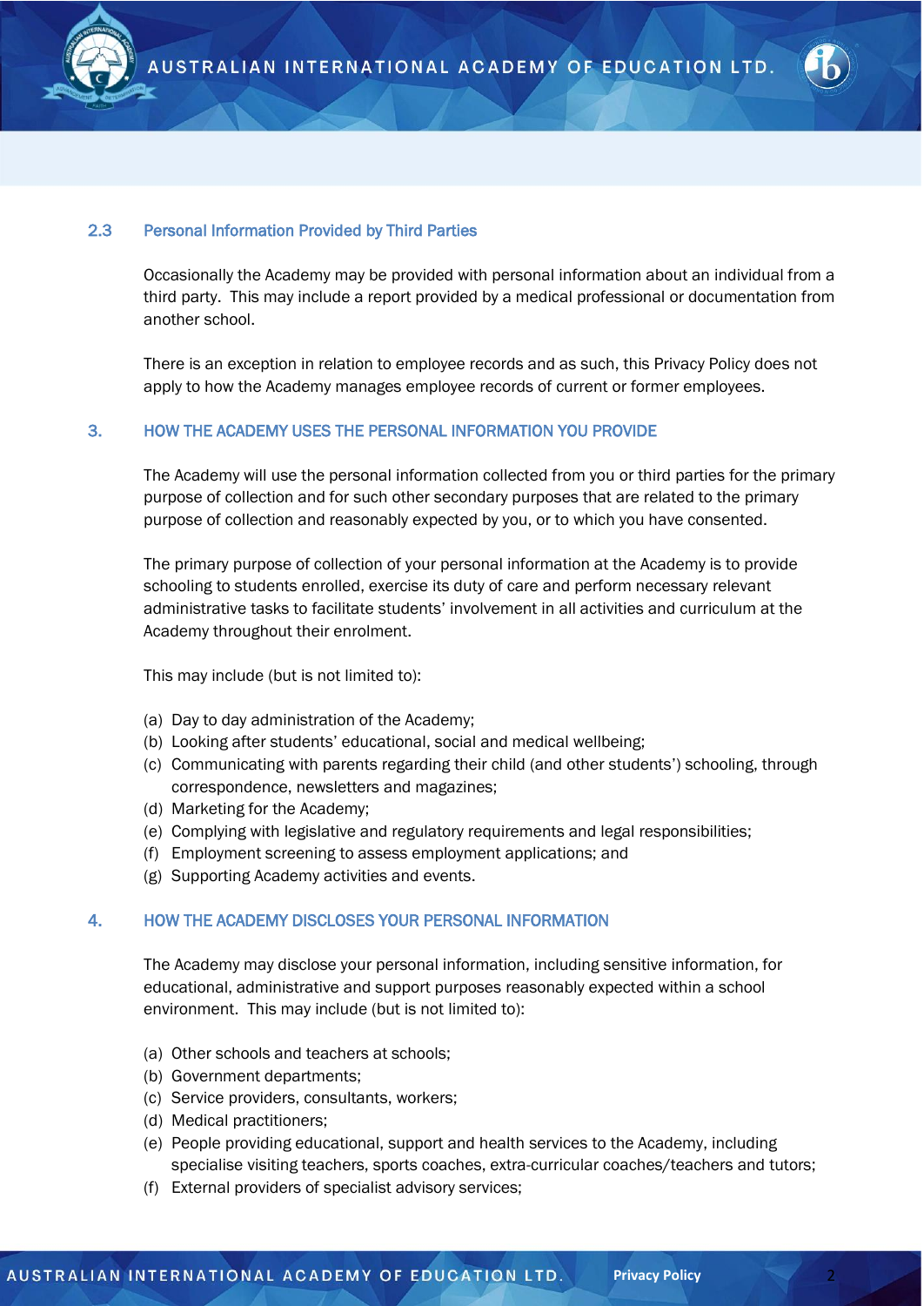### 2.3 Personal Information Provided by Third Parties

Occasionally the Academy may be provided with personal information about an individual from a third party. This may include a report provided by a medical professional or documentation from another school.

There is an exception in relation to employee records and as such, this Privacy Policy does not apply to how the Academy manages employee records of current or former employees.

## 3. HOW THE ACADEMY USES THE PERSONAL INFORMATION YOU PROVIDE

The Academy will use the personal information collected from you or third parties for the primary purpose of collection and for such other secondary purposes that are related to the primary purpose of collection and reasonably expected by you, or to which you have consented.

The primary purpose of collection of your personal information at the Academy is to provide schooling to students enrolled, exercise its duty of care and perform necessary relevant administrative tasks to facilitate students' involvement in all activities and curriculum at the Academy throughout their enrolment.

This may include (but is not limited to):

(a) Day to day administration of the Academy;
(b) Looking after students' educational, social and medical wellbeing;
(c) Communicating with parents regarding their child (and other students') schooling, through correspondence, newsletters and magazines;
(d) Marketing for the Academy;
(e) Complying with legislative and regulatory requirements and legal responsibilities;
(f) Employment screening to assess employment applications; and
(g) Supporting Academy activities and events.

## 4. HOW THE ACADEMY DISCLOSES YOUR PERSONAL INFORMATION

The Academy may disclose your personal information, including sensitive information, for educational, administrative and support purposes reasonably expected within a school environment. This may include (but is not limited to):

(a) Other schools and teachers at schools;
(b) Government departments;
(c) Service providers, consultants, workers;
(d) Medical practitioners;
(e) People providing educational, support and health services to the Academy, including specialise visiting teachers, sports coaches, extra-curricular coaches/teachers and tutors;
(f) External providers of specialist advisory services;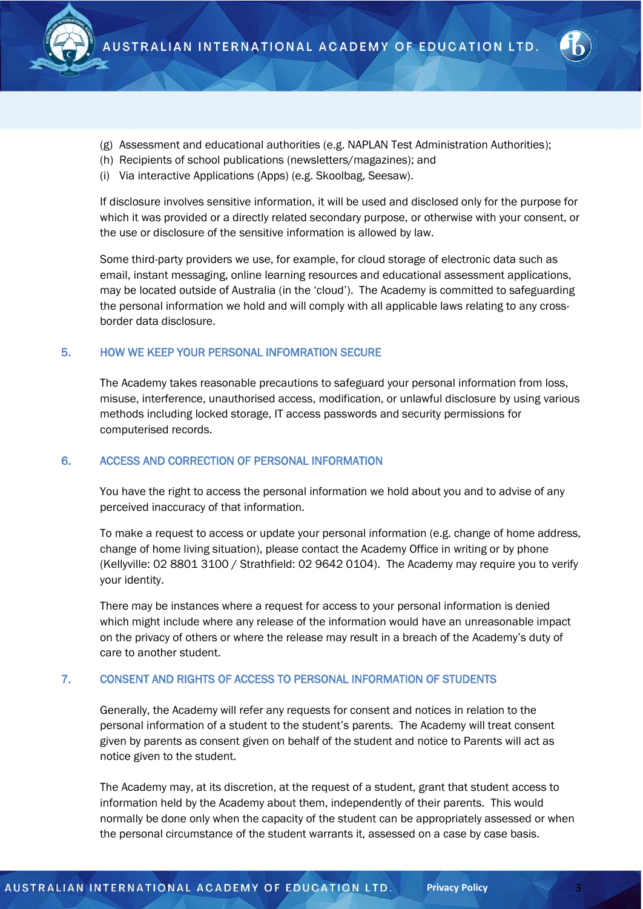(g) Assessment and educational authorities (e.g. NAPLAN Test Administration Authorities);
(h) Recipients of school publications (newsletters/magazines); and
(i) Via interactive Applications (Apps) (e.g. Skoolbag, Seesaw).

If disclosure involves sensitive information, it will be used and disclosed only for the purpose for which it was provided or a directly related secondary purpose, or otherwise with your consent, or the use or disclosure of the sensitive information is allowed by law.

Some third-party providers we use, for example, for cloud storage of electronic data such as email, instant messaging, online learning resources and educational assessment applications, may be located outside of Australia (in the 'cloud'). The Academy is committed to safeguarding the personal information we hold and will comply with all applicable laws relating to any cross-border data disclosure.

## 5. HOW WE KEEP YOUR PERSONAL INFOMRATION SECURE

The Academy takes reasonable precautions to safeguard your personal information from loss, misuse, interference, unauthorised access, modification, or unlawful disclosure by using various methods including locked storage, IT access passwords and security permissions for computerised records.

## 6. ACCESS AND CORRECTION OF PERSONAL INFORMATION

You have the right to access the personal information we hold about you and to advise of any perceived inaccuracy of that information.

To make a request to access or update your personal information (e.g. change of home address, change of home living situation), please contact the Academy Office in writing or by phone (Kellyville: 02 8801 3100 / Strathfield: 02 9642 0104). The Academy may require you to verify your identity.

There may be instances where a request for access to your personal information is denied which might include where any release of the information would have an unreasonable impact on the privacy of others or where the release may result in a breach of the Academy's duty of care to another student.

## 7. CONSENT AND RIGHTS OF ACCESS TO PERSONAL INFORMATION OF STUDENTS

Generally, the Academy will refer any requests for consent and notices in relation to the personal information of a student to the student's parents. The Academy will treat consent given by parents as consent given on behalf of the student and notice to Parents will act as notice given to the student.

The Academy may, at its discretion, at the request of a student, grant that student access to information held by the Academy about them, independently of their parents. This would normally be done only when the capacity of the student can be appropriately assessed or when the personal circumstance of the student warrants it, assessed on a case by case basis.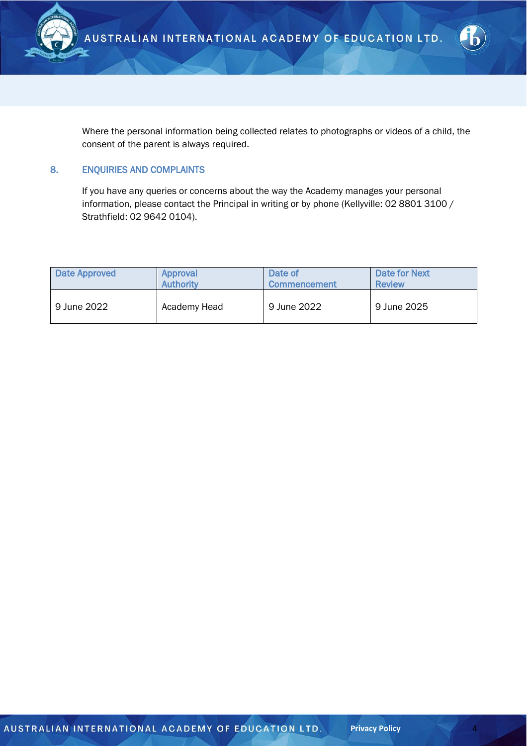Where the personal information being collected relates to photographs or videos of a child, the consent of the parent is always required.

## 8. ENQUIRIES AND COMPLAINTS

If you have any queries or concerns about the way the Academy manages your personal information, please contact the Principal in writing or by phone (Kellyville: 02 8801 3100 / Strathfield: 02 9642 0104).

| Date Approved | Approval Authority | Date of Commencement | Date for Next Review |
|---|---|---|---|
| 9 June 2022 | Academy Head | 9 June 2022 | 9 June 2025 |